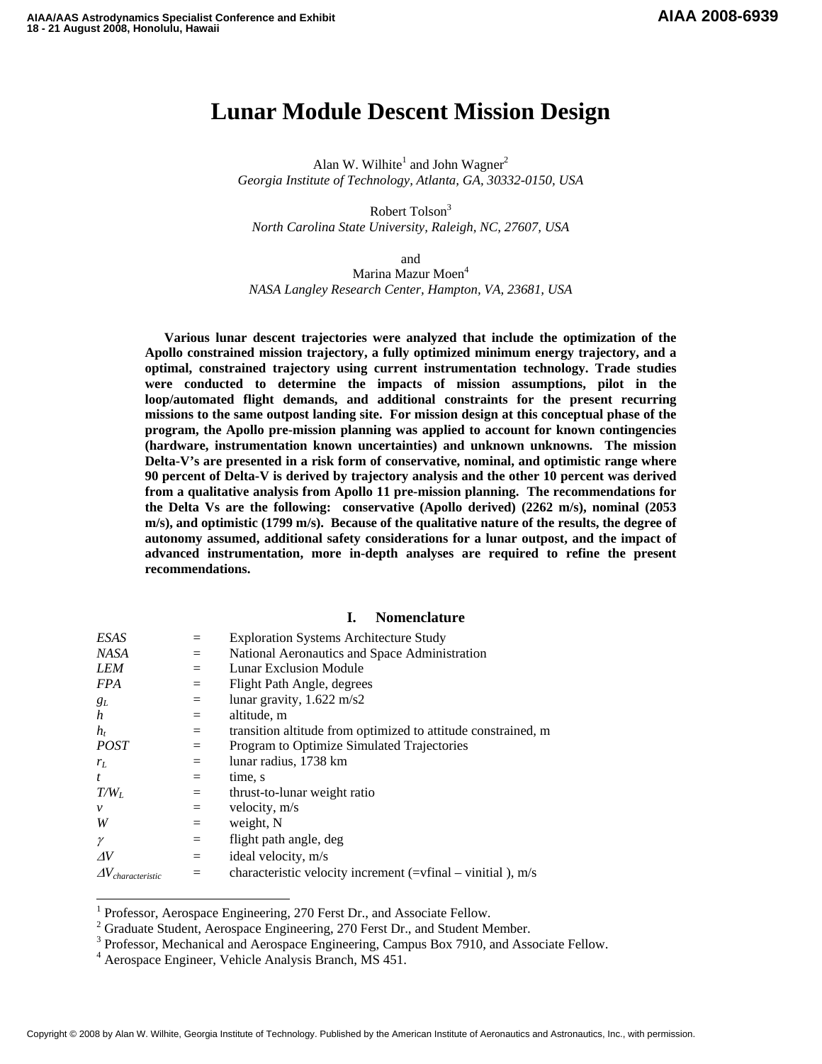# Lunar Module Descent Mission Design

Alan W. Wilhite[1] and John Wagner[2]
*Georgia Institute of Technology, Atlanta, GA, 30332-0150, USA*

Robert Tolson[3]
*North Carolina State University, Raleigh, NC, 27607, USA*

and
Marina Mazur Moen[4]
*NASA Langley Research Center, Hampton, VA, 23681, USA*

**Various lunar descent trajectories were analyzed that include the optimization of the Apollo constrained mission trajectory, a fully optimized minimum energy trajectory, and a optimal, constrained trajectory using current instrumentation technology. Trade studies were conducted to determine the impacts of mission assumptions, pilot in the loop/automated flight demands, and additional constraints for the present recurring missions to the same outpost landing site. For mission design at this conceptual phase of the program, the Apollo pre-mission planning was applied to account for known contingencies (hardware, instrumentation known uncertainties) and unknown unknowns. The mission Delta-V's are presented in a risk form of conservative, nominal, and optimistic range where 90 percent of Delta-V is derived by trajectory analysis and the other 10 percent was derived from a qualitative analysis from Apollo 11 pre-mission planning. The recommendations for the Delta Vs are the following: conservative (Apollo derived) (2262 m/s), nominal (2053 m/s), and optimistic (1799 m/s). Because of the qualitative nature of the results, the degree of autonomy assumed, additional safety considerations for a lunar outpost, and the impact of advanced instrumentation, more in-depth analyses are required to refine the present recommendations.**

## I. Nomenclature

| | | |
|---|---|---|
| *ESAS* | = | Exploration Systems Architecture Study |
| *NASA* | = | National Aeronautics and Space Administration |
| *LEM* | = | Lunar Exclusion Module |
| *FPA* | = | Flight Path Angle, degrees |
| $g_L$ | = | lunar gravity, 1.622 m/s2 |
| $h$ | = | altitude, m |
| $h_t$ | = | transition altitude from optimized to attitude constrained, m |
| *POST* | = | Program to Optimize Simulated Trajectories |
| $r_L$ | = | lunar radius, 1738 km |
| $t$ | = | time, s |
| $T/W_L$ | = | thrust-to-lunar weight ratio |
| $v$ | = | velocity, m/s |
| $W$ | = | weight, N |
| $\gamma$ | = | flight path angle, deg |
| $\Delta V$ | = | ideal velocity, m/s |
| $\Delta V_{characteristic}$ | = | characteristic velocity increment (=vfinal – vinitial ), m/s |

[1] Professor, Aerospace Engineering, 270 Ferst Dr., and Associate Fellow.
[2] Graduate Student, Aerospace Engineering, 270 Ferst Dr., and Student Member.
[3] Professor, Mechanical and Aerospace Engineering, Campus Box 7910, and Associate Fellow.
[4] Aerospace Engineer, Vehicle Analysis Branch, MS 451.

Copyright © 2008 by Alan W. Wilhite, Georgia Institute of Technology. Published by the American Institute of Aeronautics and Astronautics, Inc., with permission.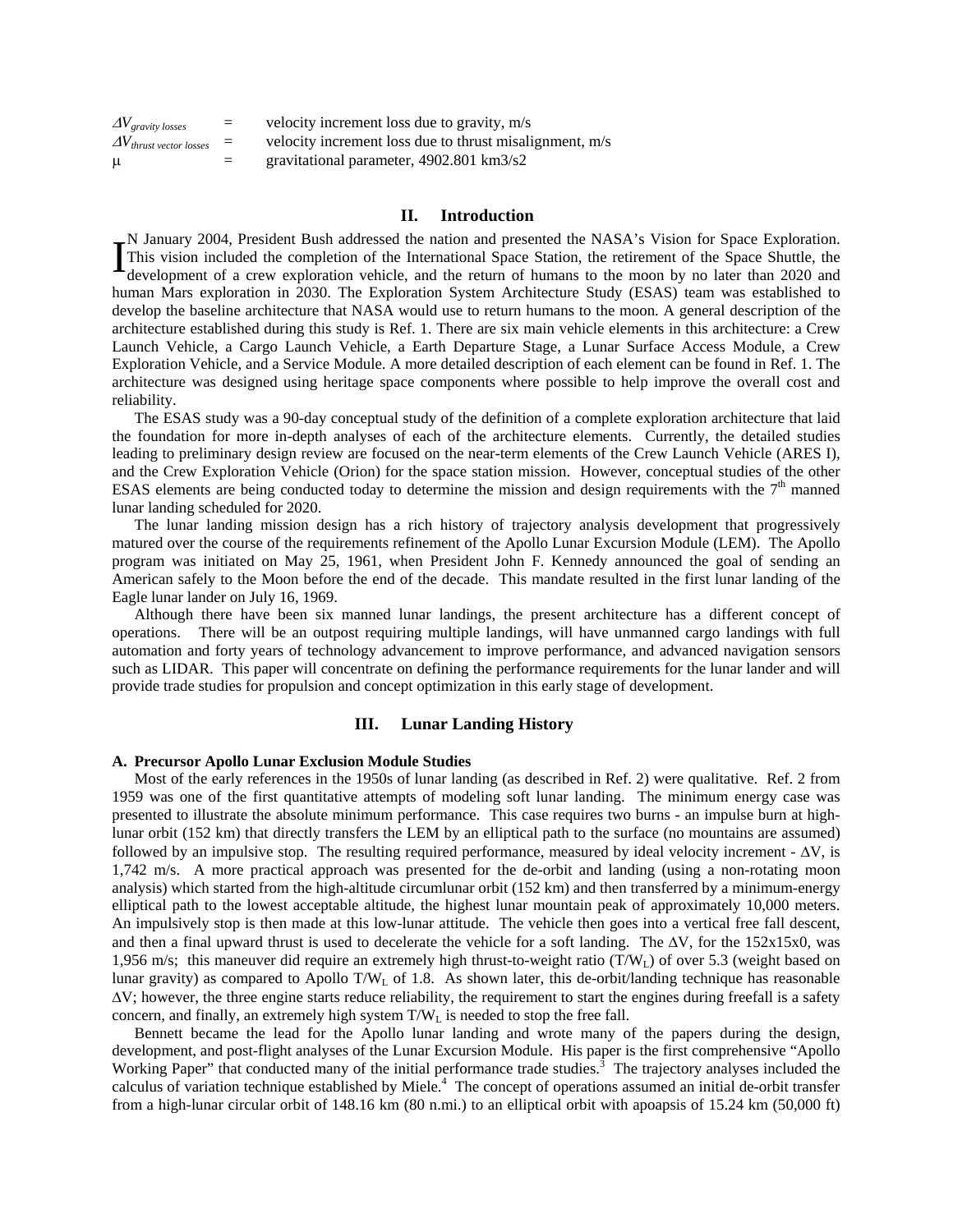| | | |
|---|---|---|
| $\Delta V_{gravity\ losses}$ | = | velocity increment loss due to gravity, m/s |
| $\Delta V_{thrust\ vector\ losses}$ | = | velocity increment loss due to thrust misalignment, m/s |
| μ | = | gravitational parameter, 4902.801 km3/s2 |

## II. Introduction

IN January 2004, President Bush addressed the nation and presented the NASA's Vision for Space Exploration. This vision included the completion of the International Space Station, the retirement of the Space Shuttle, the development of a crew exploration vehicle, and the return of humans to the moon by no later than 2020 and human Mars exploration in 2030. The Exploration System Architecture Study (ESAS) team was established to develop the baseline architecture that NASA would use to return humans to the moon. A general description of the architecture established during this study is Ref. 1. There are six main vehicle elements in this architecture: a Crew Launch Vehicle, a Cargo Launch Vehicle, a Earth Departure Stage, a Lunar Surface Access Module, a Crew Exploration Vehicle, and a Service Module. A more detailed description of each element can be found in Ref. 1. The architecture was designed using heritage space components where possible to help improve the overall cost and reliability.

The ESAS study was a 90-day conceptual study of the definition of a complete exploration architecture that laid the foundation for more in-depth analyses of each of the architecture elements. Currently, the detailed studies leading to preliminary design review are focused on the near-term elements of the Crew Launch Vehicle (ARES I), and the Crew Exploration Vehicle (Orion) for the space station mission. However, conceptual studies of the other ESAS elements are being conducted today to determine the mission and design requirements with the 7th manned lunar landing scheduled for 2020.

The lunar landing mission design has a rich history of trajectory analysis development that progressively matured over the course of the requirements refinement of the Apollo Lunar Excursion Module (LEM). The Apollo program was initiated on May 25, 1961, when President John F. Kennedy announced the goal of sending an American safely to the Moon before the end of the decade. This mandate resulted in the first lunar landing of the Eagle lunar lander on July 16, 1969.

Although there have been six manned lunar landings, the present architecture has a different concept of operations. There will be an outpost requiring multiple landings, will have unmanned cargo landings with full automation and forty years of technology advancement to improve performance, and advanced navigation sensors such as LIDAR. This paper will concentrate on defining the performance requirements for the lunar lander and will provide trade studies for propulsion and concept optimization in this early stage of development.

## III. Lunar Landing History

### A. Precursor Apollo Lunar Exclusion Module Studies

Most of the early references in the 1950s of lunar landing (as described in Ref. 2) were qualitative. Ref. 2 from 1959 was one of the first quantitative attempts of modeling soft lunar landing. The minimum energy case was presented to illustrate the absolute minimum performance. This case requires two burns - an impulse burn at high-lunar orbit (152 km) that directly transfers the LEM by an elliptical path to the surface (no mountains are assumed) followed by an impulsive stop. The resulting required performance, measured by ideal velocity increment - ΔV, is 1,742 m/s. A more practical approach was presented for the de-orbit and landing (using a non-rotating moon analysis) which started from the high-altitude circumlunar orbit (152 km) and then transferred by a minimum-energy elliptical path to the lowest acceptable altitude, the highest lunar mountain peak of approximately 10,000 meters. An impulsively stop is then made at this low-lunar attitude. The vehicle then goes into a vertical free fall descent, and then a final upward thrust is used to decelerate the vehicle for a soft landing. The ΔV, for the 152x15x0, was 1,956 m/s; this maneuver did require an extremely high thrust-to-weight ratio ($T/W_L$) of over 5.3 (weight based on lunar gravity) as compared to Apollo $T/W_L$ of 1.8. As shown later, this de-orbit/landing technique has reasonable ΔV; however, the three engine starts reduce reliability, the requirement to start the engines during freefall is a safety concern, and finally, an extremely high system $T/W_L$ is needed to stop the free fall.

Bennett became the lead for the Apollo lunar landing and wrote many of the papers during the design, development, and post-flight analyses of the Lunar Excursion Module. His paper is the first comprehensive "Apollo Working Paper" that conducted many of the initial performance trade studies.[3] The trajectory analyses included the calculus of variation technique established by Miele.[4] The concept of operations assumed an initial de-orbit transfer from a high-lunar circular orbit of 148.16 km (80 n.mi.) to an elliptical orbit with apoapsis of 15.24 km (50,000 ft)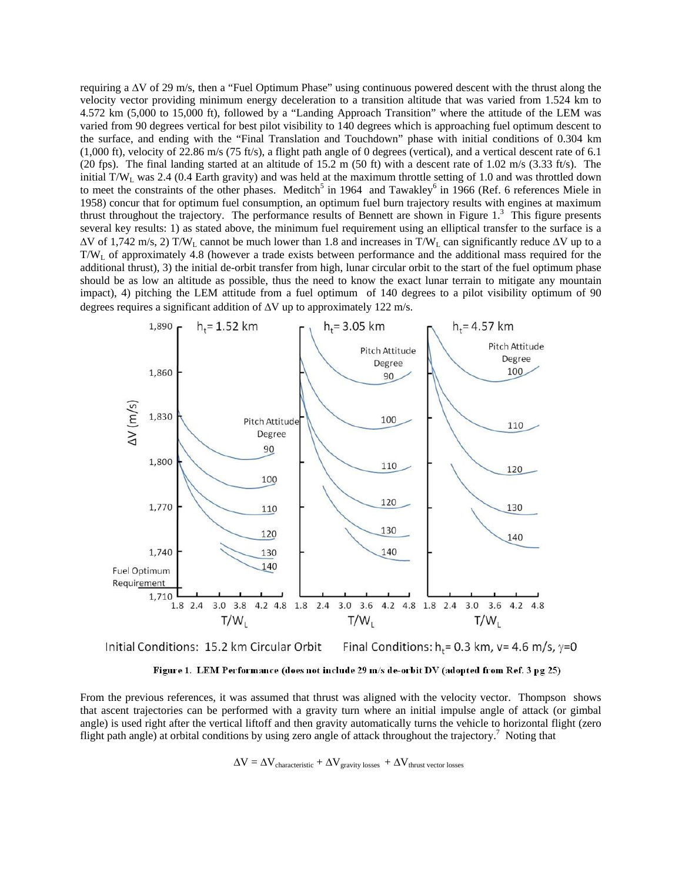requiring a ΔV of 29 m/s, then a "Fuel Optimum Phase" using continuous powered descent with the thrust along the velocity vector providing minimum energy deceleration to a transition altitude that was varied from 1.524 km to 4.572 km (5,000 to 15,000 ft), followed by a "Landing Approach Transition" where the attitude of the LEM was varied from 90 degrees vertical for best pilot visibility to 140 degrees which is approaching fuel optimum descent to the surface, and ending with the "Final Translation and Touchdown" phase with initial conditions of 0.304 km (1,000 ft), velocity of 22.86 m/s (75 ft/s), a flight path angle of 0 degrees (vertical), and a vertical descent rate of 6.1 (20 fps). The final landing started at an altitude of 15.2 m (50 ft) with a descent rate of 1.02 m/s (3.33 ft/s). The initial $T/W_L$ was 2.4 (0.4 Earth gravity) and was held at the maximum throttle setting of 1.0 and was throttled down to meet the constraints of the other phases. Meditch[5] in 1964 and Tawakley[6] in 1966 (Ref. 6 references Miele in 1958) concur that for optimum fuel consumption, an optimum fuel burn trajectory results with engines at maximum thrust throughout the trajectory. The performance results of Bennett are shown in Figure 1.[3] This figure presents several key results: 1) as stated above, the minimum fuel requirement using an elliptical transfer to the surface is a ΔV of 1,742 m/s, 2) $T/W_L$ cannot be much lower than 1.8 and increases in $T/W_L$ can significantly reduce ΔV up to a $T/W_L$ of approximately 4.8 (however a trade exists between performance and the additional mass required for the additional thrust), 3) the initial de-orbit transfer from high, lunar circular orbit to the start of the fuel optimum phase should be as low an altitude as possible, thus the need to know the exact lunar terrain to mitigate any mountain impact), 4) pitching the LEM attitude from a fuel optimum of 140 degrees to a pilot visibility optimum of 90 degrees requires a significant addition of ΔV up to approximately 122 m/s.

Initial Conditions: 15.2 km Circular Orbit    Final Conditions: $h_t$= 0.3 km, v= 4.6 m/s, $\gamma$=0

**Figure 1. LEM Performance (does not include 29 m/s de-orbit DV (adopted from Ref. 3 pg 25)**

From the previous references, it was assumed that thrust was aligned with the velocity vector. Thompson shows that ascent trajectories can be performed with a gravity turn where an initial impulse angle of attack (or gimbal angle) is used right after the vertical liftoff and then gravity automatically turns the vehicle to horizontal flight (zero flight path angle) at orbital conditions by using zero angle of attack throughout the trajectory.[7] Noting that

$$\Delta V = \Delta V_{characteristic} + \Delta V_{gravity\ losses} + \Delta V_{thrust\ vector\ losses}$$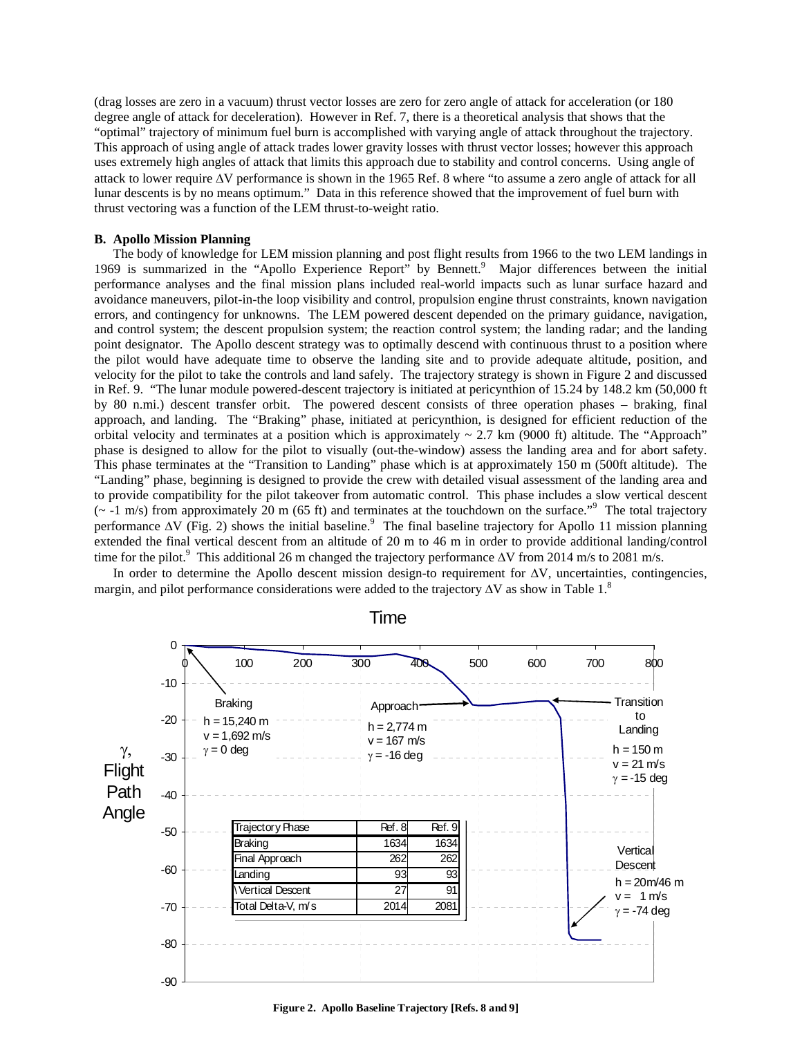(drag losses are zero in a vacuum) thrust vector losses are zero for zero angle of attack for acceleration (or 180 degree angle of attack for deceleration). However in Ref. 7, there is a theoretical analysis that shows that the "optimal" trajectory of minimum fuel burn is accomplished with varying angle of attack throughout the trajectory. This approach of using angle of attack trades lower gravity losses with thrust vector losses; however this approach uses extremely high angles of attack that limits this approach due to stability and control concerns. Using angle of attack to lower require $\Delta V$ performance is shown in the 1965 Ref. 8 where "to assume a zero angle of attack for all lunar descents is by no means optimum." Data in this reference showed that the improvement of fuel burn with thrust vectoring was a function of the LEM thrust-to-weight ratio.

### B. Apollo Mission Planning

The body of knowledge for LEM mission planning and post flight results from 1966 to the two LEM landings in 1969 is summarized in the "Apollo Experience Report" by Bennett.[9] Major differences between the initial performance analyses and the final mission plans included real-world impacts such as lunar surface hazard and avoidance maneuvers, pilot-in-the loop visibility and control, propulsion engine thrust constraints, known navigation errors, and contingency for unknowns. The LEM powered descent depended on the primary guidance, navigation, and control system; the descent propulsion system; the reaction control system; the landing radar; and the landing point designator. The Apollo descent strategy was to optimally descend with continuous thrust to a position where the pilot would have adequate time to observe the landing site and to provide adequate altitude, position, and velocity for the pilot to take the controls and land safely. The trajectory strategy is shown in Figure 2 and discussed in Ref. 9. "The lunar module powered-descent trajectory is initiated at pericynthion of 15.24 by 148.2 km (50,000 ft by 80 n.mi.) descent transfer orbit. The powered descent consists of three operation phases – braking, final approach, and landing. The "Braking" phase, initiated at pericynthion, is designed for efficient reduction of the orbital velocity and terminates at a position which is approximately ~ 2.7 km (9000 ft) altitude. The "Approach" phase is designed to allow for the pilot to visually (out-the-window) assess the landing area and for abort safety. This phase terminates at the "Transition to Landing" phase which is at approximately 150 m (500ft altitude). The "Landing" phase, beginning is designed to provide the crew with detailed visual assessment of the landing area and to provide compatibility for the pilot takeover from automatic control. This phase includes a slow vertical descent (~ -1 m/s) from approximately 20 m (65 ft) and terminates at the touchdown on the surface."[9] The total trajectory performance $\Delta V$ (Fig. 2) shows the initial baseline.[9] The final baseline trajectory for Apollo 11 mission planning extended the final vertical descent from an altitude of 20 m to 46 m in order to provide additional landing/control time for the pilot.[9] This additional 26 m changed the trajectory performance $\Delta V$ from 2014 m/s to 2081 m/s.

In order to determine the Apollo descent mission design-to requirement for $\Delta V$, uncertainties, contingencies, margin, and pilot performance considerations were added to the trajectory $\Delta V$ as show in Table 1.[8]

| Trajectory Phase | Ref. 8 | Ref. 9 |
|---|---|---|
| Braking | 1634 | 1634 |
| Final Approach | 262 | 262 |
| Landing | 93 | 93 |
| \Vertical Descent | 27 | 91 |
| Total Delta-V, m/s | 2014 | 2081 |

Figure 2. Apollo Baseline Trajectory [Refs. 8 and 9]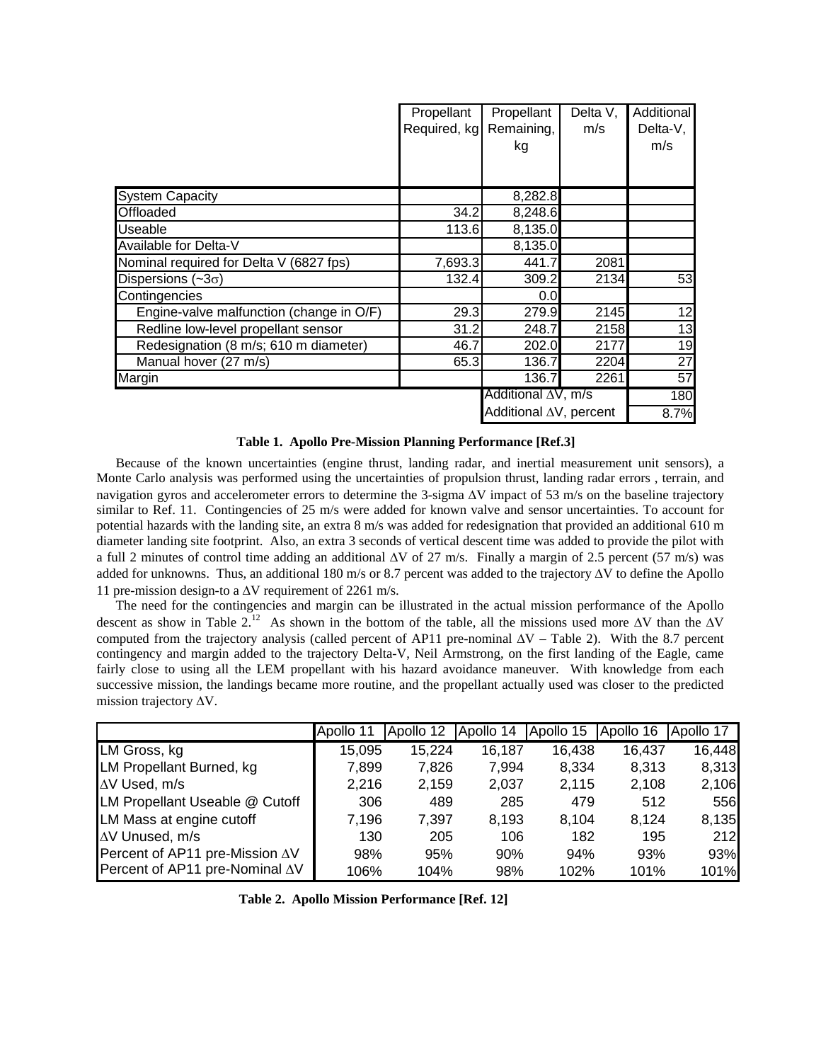| | Propellant Required, kg | Propellant Remaining, kg | Delta V, m/s | Additional Delta-V, m/s |
|---|---|---|---|---|
| System Capacity | | 8,282.8 | | |
| Offloaded | 34.2 | 8,248.6 | | |
| Useable | 113.6 | 8,135.0 | | |
| Available for Delta-V | | 8,135.0 | | |
| Nominal required for Delta V (6827 fps) | 7,693.3 | 441.7 | 2081 | |
| Dispersions (~3σ) | 132.4 | 309.2 | 2134 | 53 |
| Contingencies | | 0.0 | | |
| Engine-valve malfunction (change in O/F) | 29.3 | 279.9 | 2145 | 12 |
| Redline low-level propellant sensor | 31.2 | 248.7 | 2158 | 13 |
| Redesignation (8 m/s; 610 m diameter) | 46.7 | 202.0 | 2177 | 19 |
| Manual hover (27 m/s) | 65.3 | 136.7 | 2204 | 27 |
| Margin | | 136.7 | 2261 | 57 |
| | | Additional ΔV, m/s | | 180 |
| | | Additional ΔV, percent | | 8.7% |

**Table 1. Apollo Pre-Mission Planning Performance [Ref.3]**

Because of the known uncertainties (engine thrust, landing radar, and inertial measurement unit sensors), a Monte Carlo analysis was performed using the uncertainties of propulsion thrust, landing radar errors , terrain, and navigation gyros and accelerometer errors to determine the 3-sigma ΔV impact of 53 m/s on the baseline trajectory similar to Ref. 11. Contingencies of 25 m/s were added for known valve and sensor uncertainties. To account for potential hazards with the landing site, an extra 8 m/s was added for redesignation that provided an additional 610 m diameter landing site footprint. Also, an extra 3 seconds of vertical descent time was added to provide the pilot with a full 2 minutes of control time adding an additional ΔV of 27 m/s. Finally a margin of 2.5 percent (57 m/s) was added for unknowns. Thus, an additional 180 m/s or 8.7 percent was added to the trajectory ΔV to define the Apollo 11 pre-mission design-to a ΔV requirement of 2261 m/s.

The need for the contingencies and margin can be illustrated in the actual mission performance of the Apollo descent as show in Table 2.[12] As shown in the bottom of the table, all the missions used more ΔV than the ΔV computed from the trajectory analysis (called percent of AP11 pre-nominal ΔV – Table 2). With the 8.7 percent contingency and margin added to the trajectory Delta-V, Neil Armstrong, on the first landing of the Eagle, came fairly close to using all the LEM propellant with his hazard avoidance maneuver. With knowledge from each successive mission, the landings became more routine, and the propellant actually used was closer to the predicted mission trajectory ΔV.

| | Apollo 11 | Apollo 12 | Apollo 14 | Apollo 15 | Apollo 16 | Apollo 17 |
|---|---|---|---|---|---|---|
| LM Gross, kg | 15,095 | 15,224 | 16,187 | 16,438 | 16,437 | 16,448 |
| LM Propellant Burned, kg | 7,899 | 7,826 | 7,994 | 8,334 | 8,313 | 8,313 |
| ΔV Used, m/s | 2,216 | 2,159 | 2,037 | 2,115 | 2,108 | 2,106 |
| LM Propellant Useable @ Cutoff | 306 | 489 | 285 | 479 | 512 | 556 |
| LM Mass at engine cutoff | 7,196 | 7,397 | 8,193 | 8,104 | 8,124 | 8,135 |
| ΔV Unused, m/s | 130 | 205 | 106 | 182 | 195 | 212 |
| Percent of AP11 pre-Mission ΔV | 98% | 95% | 90% | 94% | 93% | 93% |
| Percent of AP11 pre-Nominal ΔV | 106% | 104% | 98% | 102% | 101% | 101% |

**Table 2. Apollo Mission Performance [Ref. 12]**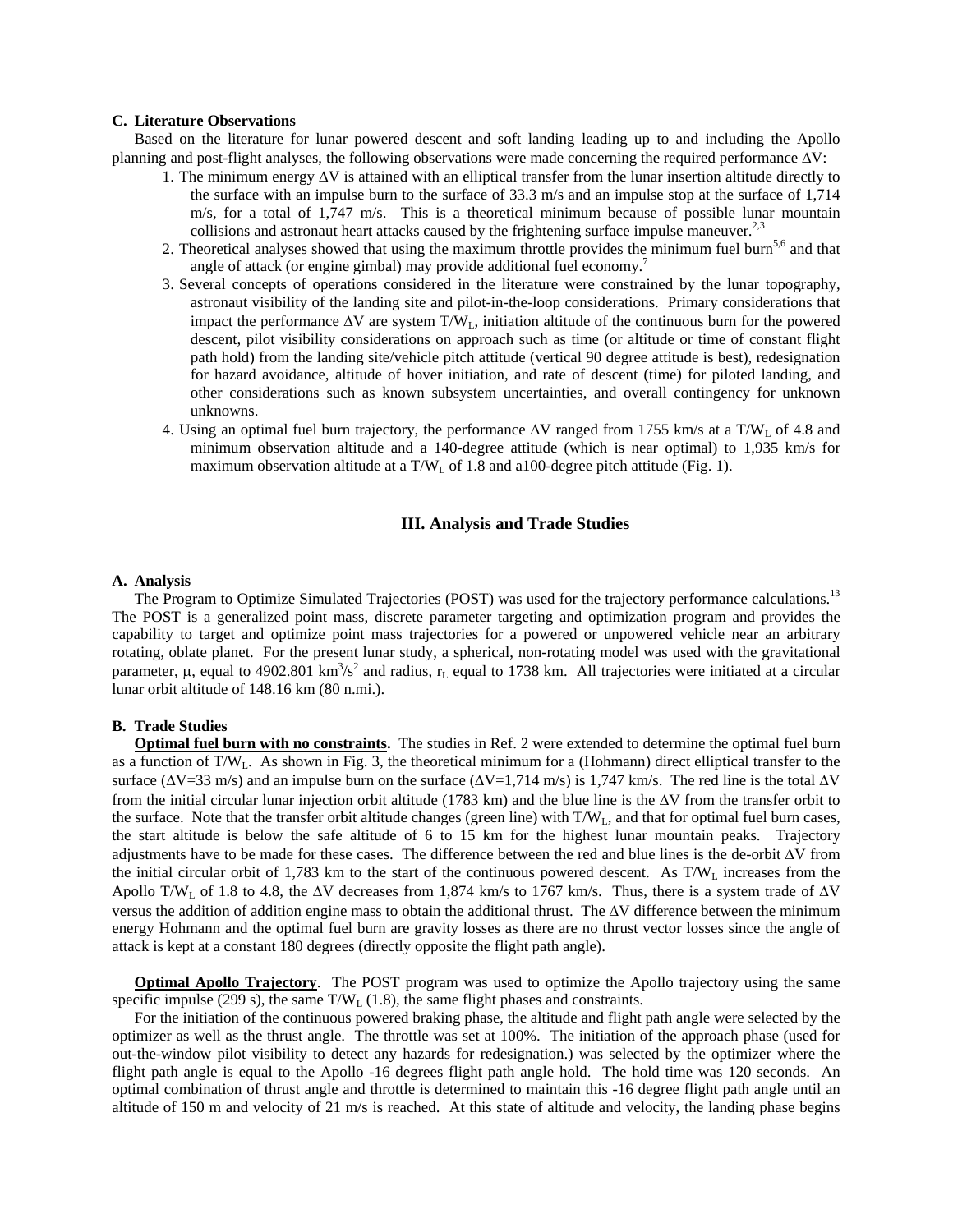### C. Literature Observations

Based on the literature for lunar powered descent and soft landing leading up to and including the Apollo planning and post-flight analyses, the following observations were made concerning the required performance ΔV:

1. The minimum energy ΔV is attained with an elliptical transfer from the lunar insertion altitude directly to the surface with an impulse burn to the surface of 33.3 m/s and an impulse stop at the surface of 1,714 m/s, for a total of 1,747 m/s. This is a theoretical minimum because of possible lunar mountain collisions and astronaut heart attacks caused by the frightening surface impulse maneuver.[2,3]
2. Theoretical analyses showed that using the maximum throttle provides the minimum fuel burn[5,6] and that angle of attack (or engine gimbal) may provide additional fuel economy.[7]
3. Several concepts of operations considered in the literature were constrained by the lunar topography, astronaut visibility of the landing site and pilot-in-the-loop considerations. Primary considerations that impact the performance ΔV are system $T/W_L$, initiation altitude of the continuous burn for the powered descent, pilot visibility considerations on approach such as time (or altitude or time of constant flight path hold) from the landing site/vehicle pitch attitude (vertical 90 degree attitude is best), redesignation for hazard avoidance, altitude of hover initiation, and rate of descent (time) for piloted landing, and other considerations such as known subsystem uncertainties, and overall contingency for unknown unknowns.
4. Using an optimal fuel burn trajectory, the performance ΔV ranged from 1755 km/s at a $T/W_L$ of 4.8 and minimum observation altitude and a 140-degree attitude (which is near optimal) to 1,935 km/s for maximum observation altitude at a $T/W_L$ of 1.8 and a100-degree pitch attitude (Fig. 1).

## III. Analysis and Trade Studies

### A. Analysis

The Program to Optimize Simulated Trajectories (POST) was used for the trajectory performance calculations.[13] The POST is a generalized point mass, discrete parameter targeting and optimization program and provides the capability to target and optimize point mass trajectories for a powered or unpowered vehicle near an arbitrary rotating, oblate planet. For the present lunar study, a spherical, non-rotating model was used with the gravitational parameter, μ, equal to 4902.801 $km^3/s^2$ and radius, $r_L$ equal to 1738 km. All trajectories were initiated at a circular lunar orbit altitude of 148.16 km (80 n.mi.).

### B. Trade Studies

**Optimal fuel burn with no constraints.** The studies in Ref. 2 were extended to determine the optimal fuel burn as a function of $T/W_L$. As shown in Fig. 3, the theoretical minimum for a (Hohmann) direct elliptical transfer to the surface (ΔV=33 m/s) and an impulse burn on the surface (ΔV=1,714 m/s) is 1,747 km/s. The red line is the total ΔV from the initial circular lunar injection orbit altitude (1783 km) and the blue line is the ΔV from the transfer orbit to the surface. Note that the transfer orbit altitude changes (green line) with $T/W_L$, and that for optimal fuel burn cases, the start altitude is below the safe altitude of 6 to 15 km for the highest lunar mountain peaks. Trajectory adjustments have to be made for these cases. The difference between the red and blue lines is the de-orbit ΔV from the initial circular orbit of 1,783 km to the start of the continuous powered descent. As $T/W_L$ increases from the Apollo $T/W_L$ of 1.8 to 4.8, the ΔV decreases from 1,874 km/s to 1767 km/s. Thus, there is a system trade of ΔV versus the addition of addition engine mass to obtain the additional thrust. The ΔV difference between the minimum energy Hohmann and the optimal fuel burn are gravity losses as there are no thrust vector losses since the angle of attack is kept at a constant 180 degrees (directly opposite the flight path angle).

**Optimal Apollo Trajectory**. The POST program was used to optimize the Apollo trajectory using the same specific impulse (299 s), the same $T/W_L$ (1.8), the same flight phases and constraints.

For the initiation of the continuous powered braking phase, the altitude and flight path angle were selected by the optimizer as well as the thrust angle. The throttle was set at 100%. The initiation of the approach phase (used for out-the-window pilot visibility to detect any hazards for redesignation.) was selected by the optimizer where the flight path angle is equal to the Apollo -16 degrees flight path angle hold. The hold time was 120 seconds. An optimal combination of thrust angle and throttle is determined to maintain this -16 degree flight path angle until an altitude of 150 m and velocity of 21 m/s is reached. At this state of altitude and velocity, the landing phase begins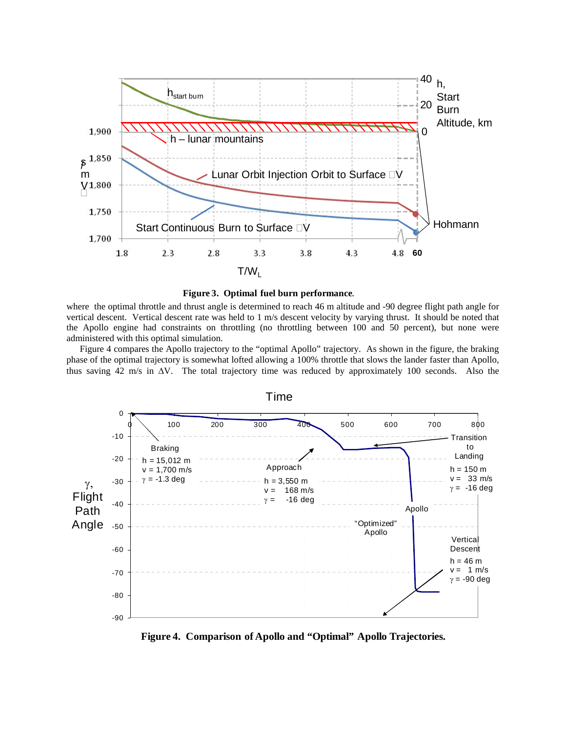**Figure 3. Optimal fuel burn performance.**

where the optimal throttle and thrust angle is determined to reach 46 m altitude and -90 degree flight path angle for vertical descent. Vertical descent rate was held to 1 m/s descent velocity by varying thrust. It should be noted that the Apollo engine had constraints on throttling (no throttling between 100 and 50 percent), but none were administered with this optimal simulation.

Figure 4 compares the Apollo trajectory to the "optimal Apollo" trajectory. As shown in the figure, the braking phase of the optimal trajectory is somewhat lofted allowing a 100% throttle that slows the lander faster than Apollo, thus saving 42 m/s in $\Delta V$. The total trajectory time was reduced by approximately 100 seconds. Also the

**Figure 4. Comparison of Apollo and "Optimal" Apollo Trajectories.**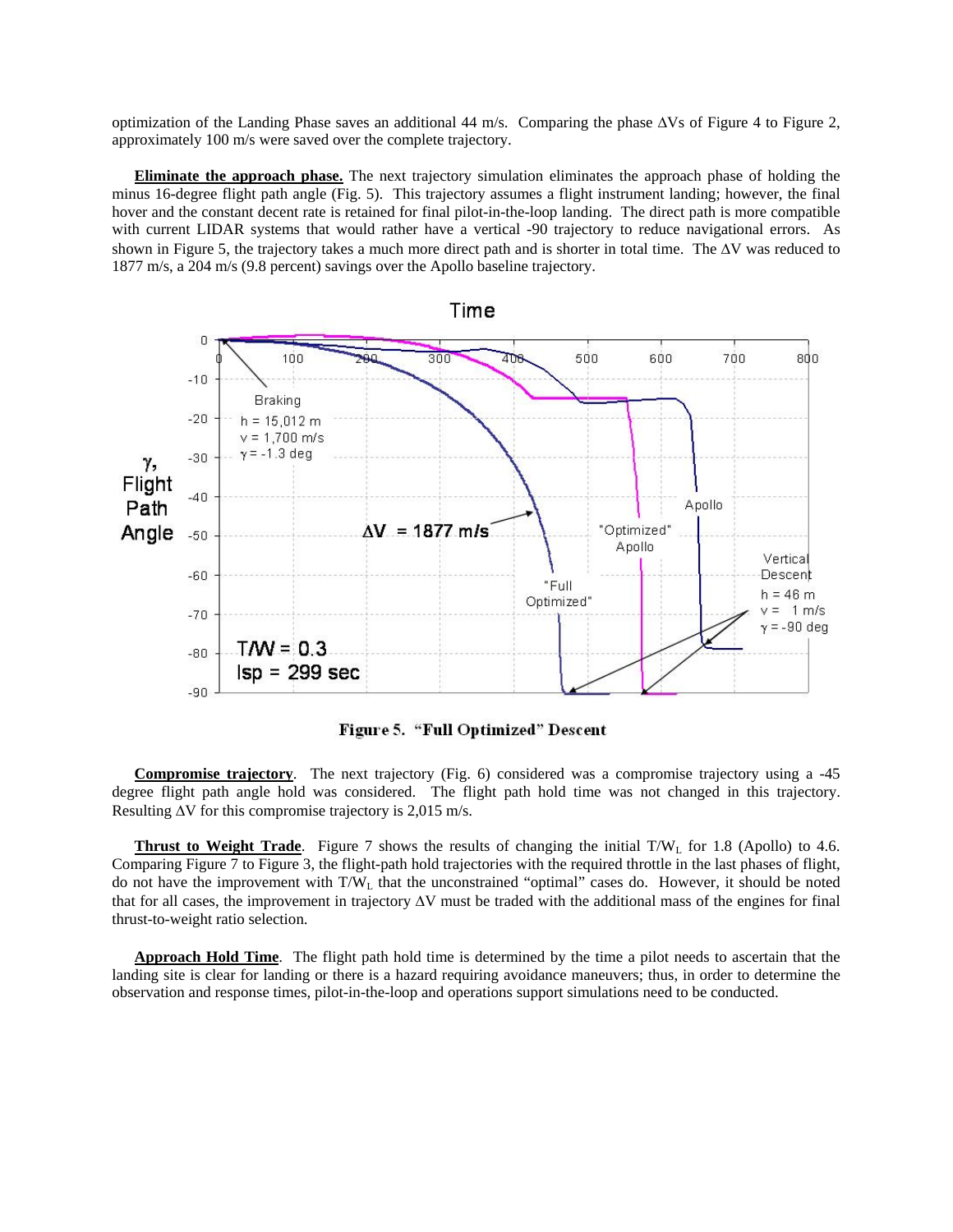optimization of the Landing Phase saves an additional 44 m/s. Comparing the phase ΔVs of Figure 4 to Figure 2, approximately 100 m/s were saved over the complete trajectory.

**Eliminate the approach phase.** The next trajectory simulation eliminates the approach phase of holding the minus 16-degree flight path angle (Fig. 5). This trajectory assumes a flight instrument landing; however, the final hover and the constant decent rate is retained for final pilot-in-the-loop landing. The direct path is more compatible with current LIDAR systems that would rather have a vertical -90 trajectory to reduce navigational errors. As shown in Figure 5, the trajectory takes a much more direct path and is shorter in total time. The ΔV was reduced to 1877 m/s, a 204 m/s (9.8 percent) savings over the Apollo baseline trajectory.

**Figure 5. "Full Optimized" Descent**

**Compromise trajectory**. The next trajectory (Fig. 6) considered was a compromise trajectory using a -45 degree flight path angle hold was considered. The flight path hold time was not changed in this trajectory. Resulting ΔV for this compromise trajectory is 2,015 m/s.

**Thrust to Weight Trade**. Figure 7 shows the results of changing the initial $T/W_L$ for 1.8 (Apollo) to 4.6. Comparing Figure 7 to Figure 3, the flight-path hold trajectories with the required throttle in the last phases of flight, do not have the improvement with $T/W_L$ that the unconstrained "optimal" cases do. However, it should be noted that for all cases, the improvement in trajectory ΔV must be traded with the additional mass of the engines for final thrust-to-weight ratio selection.

**Approach Hold Time**. The flight path hold time is determined by the time a pilot needs to ascertain that the landing site is clear for landing or there is a hazard requiring avoidance maneuvers; thus, in order to determine the observation and response times, pilot-in-the-loop and operations support simulations need to be conducted.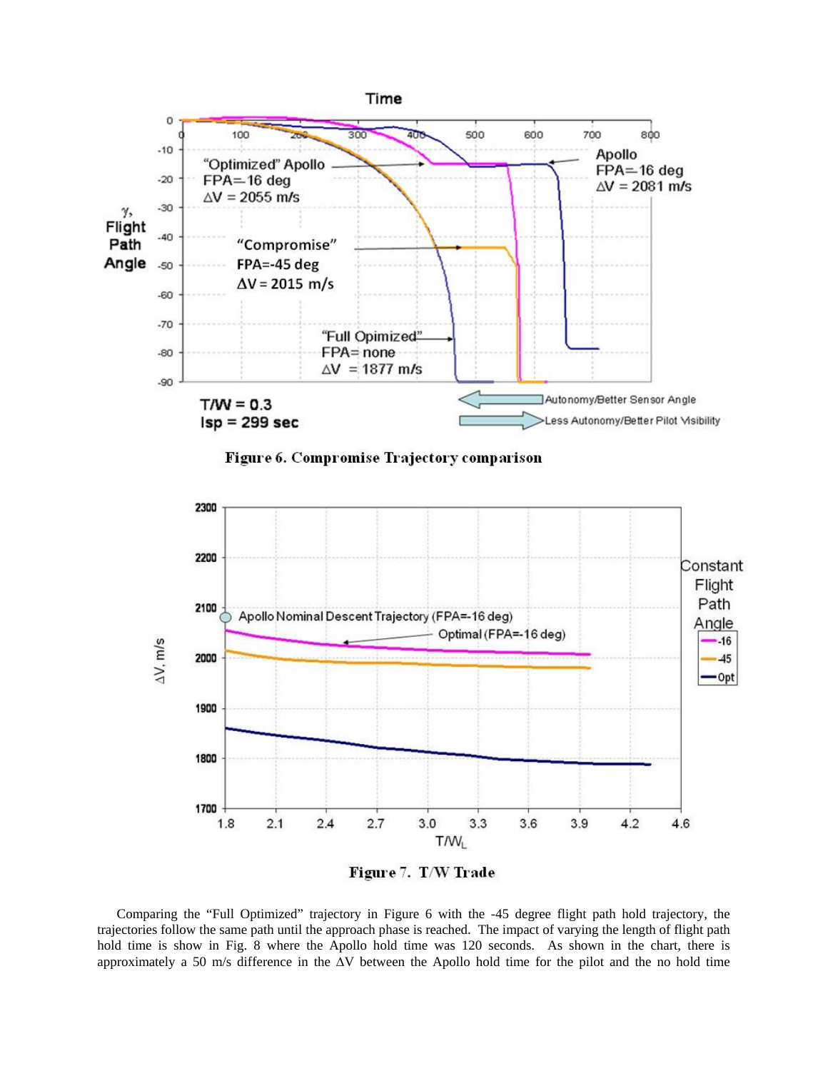Figure 6. Compromise Trajectory comparison

Figure 7. T/W Trade

Comparing the "Full Optimized" trajectory in Figure 6 with the -45 degree flight path hold trajectory, the trajectories follow the same path until the approach phase is reached. The impact of varying the length of flight path hold time is show in Fig. 8 where the Apollo hold time was 120 seconds. As shown in the chart, there is approximately a 50 m/s difference in the ΔV between the Apollo hold time for the pilot and the no hold time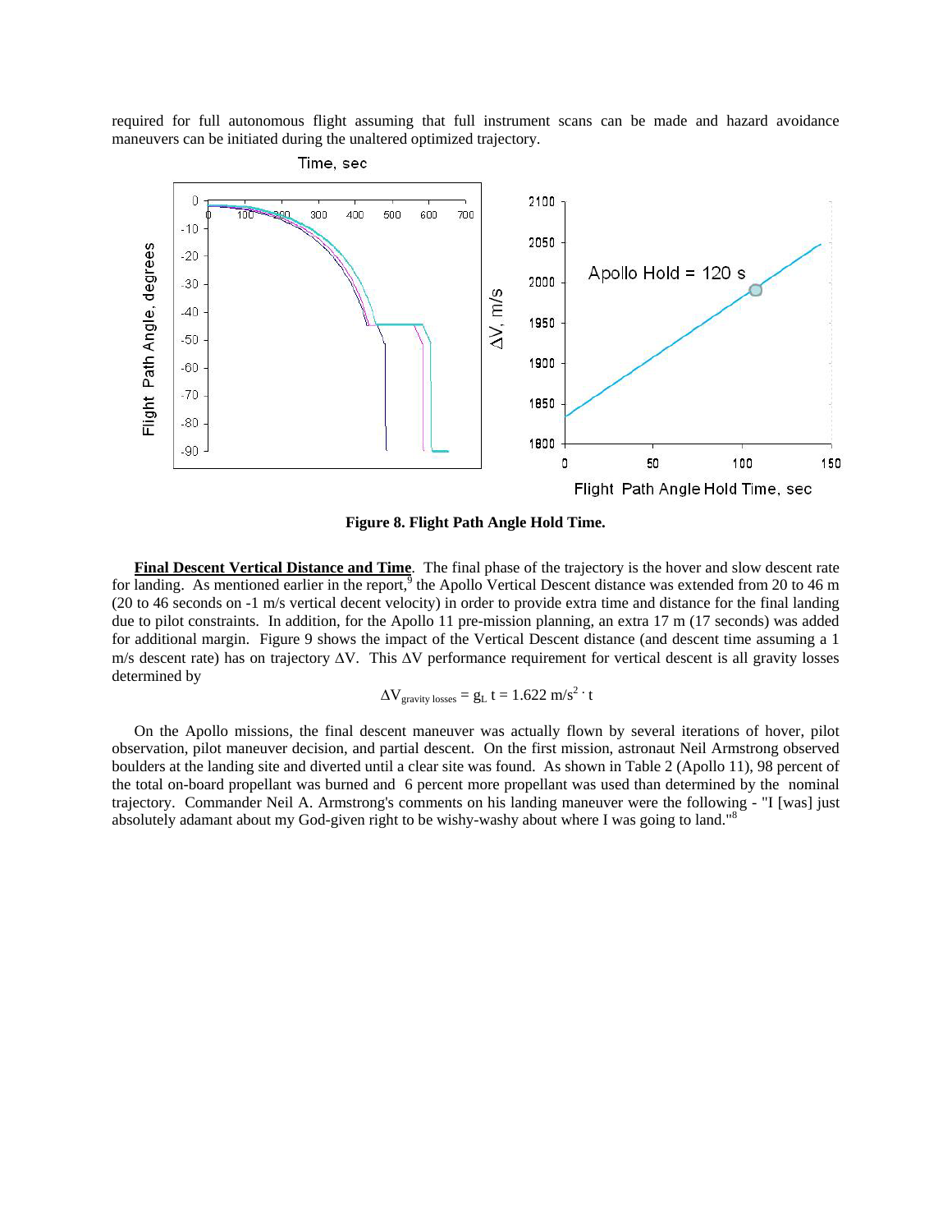required for full autonomous flight assuming that full instrument scans can be made and hazard avoidance maneuvers can be initiated during the unaltered optimized trajectory.

**Figure 8. Flight Path Angle Hold Time.**

**Final Descent Vertical Distance and Time**. The final phase of the trajectory is the hover and slow descent rate for landing. As mentioned earlier in the report,[9] the Apollo Vertical Descent distance was extended from 20 to 46 m (20 to 46 seconds on -1 m/s vertical decent velocity) in order to provide extra time and distance for the final landing due to pilot constraints. In addition, for the Apollo 11 pre-mission planning, an extra 17 m (17 seconds) was added for additional margin. Figure 9 shows the impact of the Vertical Descent distance (and descent time assuming a 1 m/s descent rate) has on trajectory ΔV. This ΔV performance requirement for vertical descent is all gravity losses determined by

$$\Delta V_{\text{gravity losses}} = g_L\ t = 1.622\ \text{m/s}^2 \cdot t$$

On the Apollo missions, the final descent maneuver was actually flown by several iterations of hover, pilot observation, pilot maneuver decision, and partial descent. On the first mission, astronaut Neil Armstrong observed boulders at the landing site and diverted until a clear site was found. As shown in Table 2 (Apollo 11), 98 percent of the total on-board propellant was burned and 6 percent more propellant was used than determined by the nominal trajectory. Commander Neil A. Armstrong's comments on his landing maneuver were the following - "I [was] just absolutely adamant about my God-given right to be wishy-washy about where I was going to land."[8]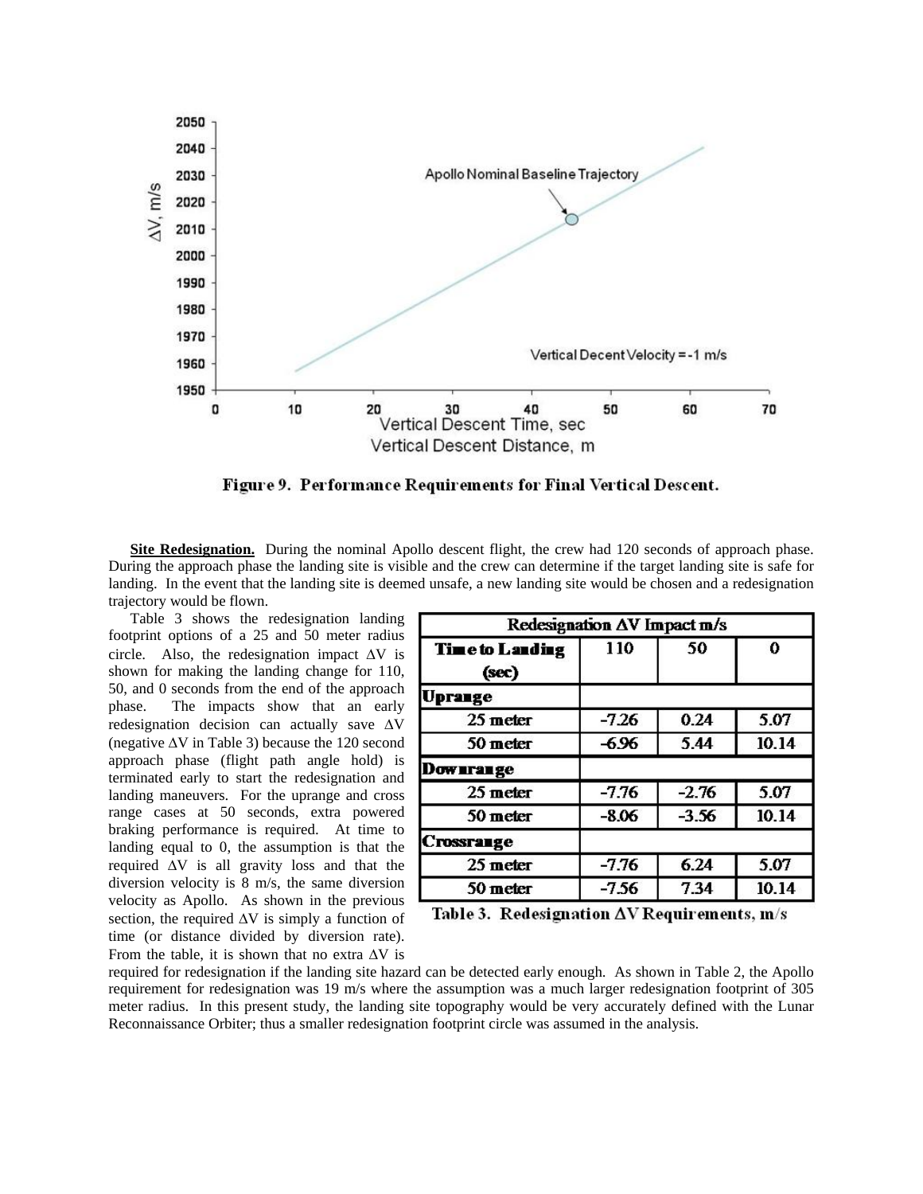Figure 9. Performance Requirements for Final Vertical Descent.

**Site Redesignation.** During the nominal Apollo descent flight, the crew had 120 seconds of approach phase. During the approach phase the landing site is visible and the crew can determine if the target landing site is safe for landing. In the event that the landing site is deemed unsafe, a new landing site would be chosen and a redesignation trajectory would be flown.

Table 3 shows the redesignation landing footprint options of a 25 and 50 meter radius circle. Also, the redesignation impact $\Delta V$ is shown for making the landing change for 110, 50, and 0 seconds from the end of the approach phase. The impacts show that an early redesignation decision can actually save $\Delta V$ (negative $\Delta V$ in Table 3) because the 120 second approach phase (flight path angle hold) is terminated early to start the redesignation and landing maneuvers. For the uprange and cross range cases at 50 seconds, extra powered braking performance is required. At time to landing equal to 0, the assumption is that the required $\Delta V$ is all gravity loss and that the diversion velocity is 8 m/s, the same diversion velocity as Apollo. As shown in the previous section, the required $\Delta V$ is simply a function of time (or distance divided by diversion rate). From the table, it is shown that no extra $\Delta V$ is required for redesignation if the landing site hazard can be detected early enough. As shown in Table 2, the Apollo requirement for redesignation was 19 m/s where the assumption was a much larger redesignation footprint of 305 meter radius. In this present study, the landing site topography would be very accurately defined with the Lunar Reconnaissance Orbiter; thus a smaller redesignation footprint circle was assumed in the analysis.

| Redesignation $\Delta V$ Impact m/s | | | |
|---|---|---|---|
| **Time to Landing (sec)** | **110** | **50** | **0** |
| **Uprange** | | | |
| 25 meter | -7.26 | 0.24 | 5.07 |
| 50 meter | -6.96 | 5.44 | 10.14 |
| **Downrange** | | | |
| 25 meter | -7.76 | -2.76 | 5.07 |
| 50 meter | -8.06 | -3.56 | 10.14 |
| **Crossrange** | | | |
| 25 meter | -7.76 | 6.24 | 5.07 |
| 50 meter | -7.56 | 7.34 | 10.14 |

Table 3. Redesignation $\Delta V$ Requirements, m/s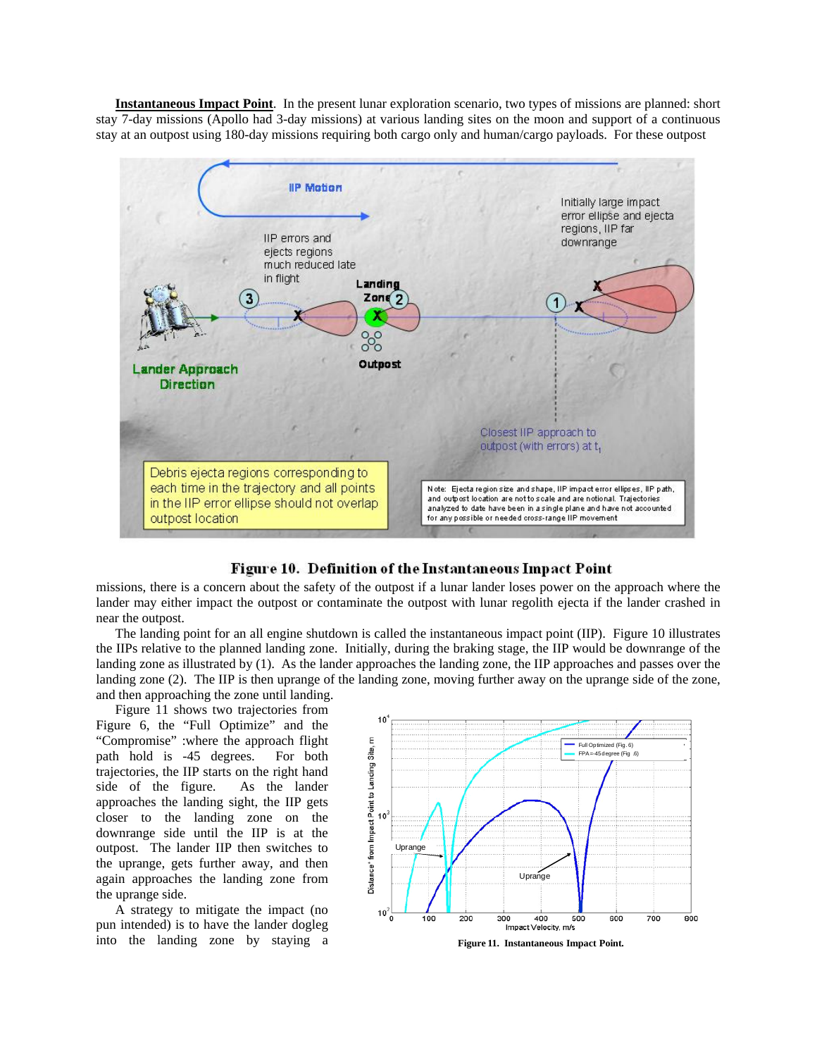**Instantaneous Impact Point**. In the present lunar exploration scenario, two types of missions are planned: short stay 7-day missions (Apollo had 3-day missions) at various landing sites on the moon and support of a continuous stay at an outpost using 180-day missions requiring both cargo only and human/cargo payloads. For these outpost missions, there is a concern about the safety of the outpost if a lunar lander loses power on the approach where the lander may either impact the outpost or contaminate the outpost with lunar regolith ejecta if the lander crashed in near the outpost.

**Figure 10. Definition of the Instantaneous Impact Point**

The landing point for an all engine shutdown is called the instantaneous impact point (IIP). Figure 10 illustrates the IIPs relative to the planned landing zone. Initially, during the braking stage, the IIP would be downrange of the landing zone as illustrated by (1). As the lander approaches the landing zone, the IIP approaches and passes over the landing zone (2). The IIP is then uprange of the landing zone, moving further away on the uprange side of the zone, and then approaching the zone until landing.

Figure 11 shows two trajectories from Figure 6, the "Full Optimize" and the "Compromise" :where the approach flight path hold is -45 degrees. For both trajectories, the IIP starts on the right hand side of the figure. As the lander approaches the landing sight, the IIP gets closer to the landing zone on the downrange side until the IIP is at the outpost. The lander IIP then switches to the uprange, gets further away, and then again approaches the landing zone from the uprange side.

A strategy to mitigate the impact (no pun intended) is to have the lander dogleg into the landing zone by staying a

**Figure 11. Instantaneous Impact Point.**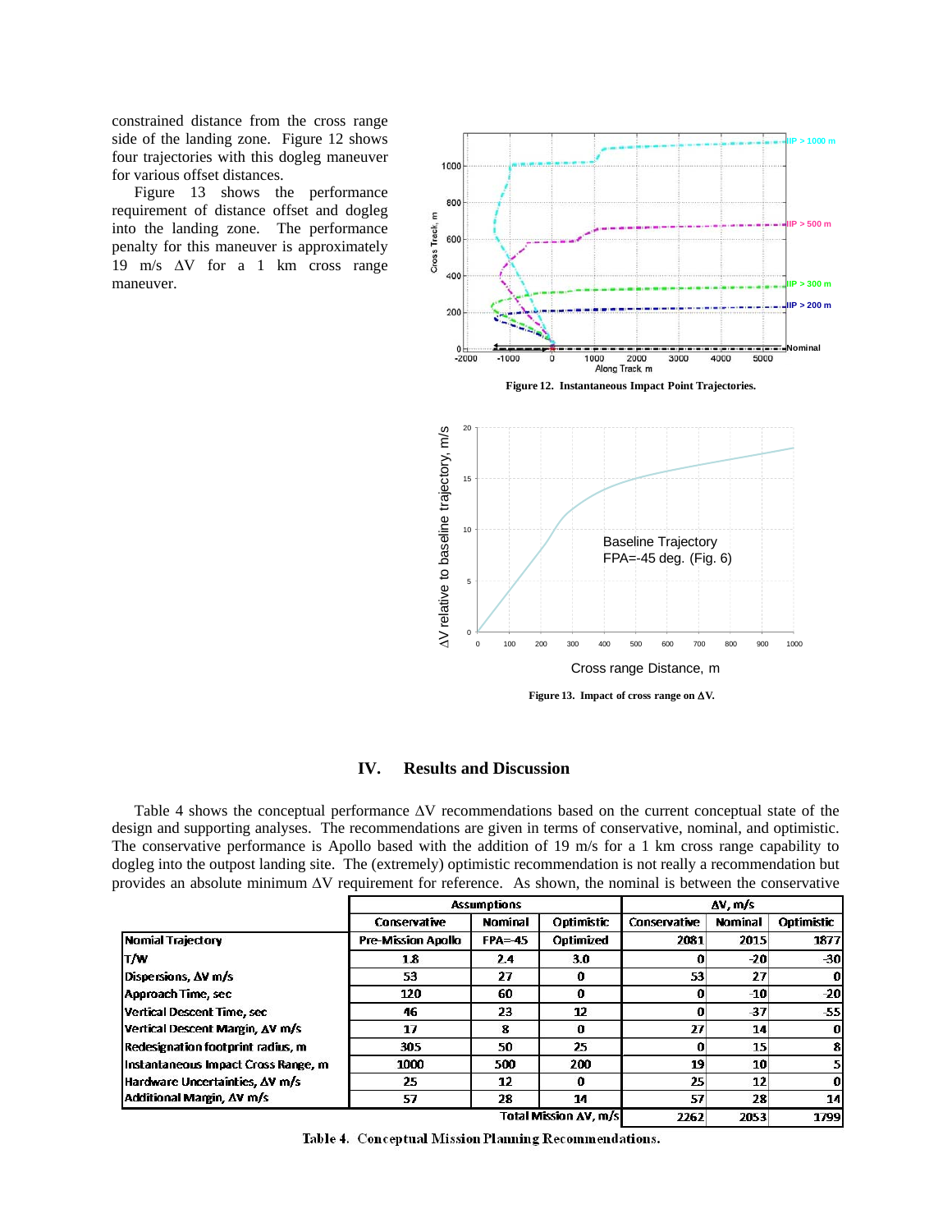constrained distance from the cross range side of the landing zone. Figure 12 shows four trajectories with this dogleg maneuver for various offset distances.

Figure 13 shows the performance requirement of distance offset and dogleg into the landing zone. The performance penalty for this maneuver is approximately 19 m/s ΔV for a 1 km cross range maneuver.

Figure 12. Instantaneous Impact Point Trajectories.

Figure 13. Impact of cross range on ΔV.

## IV. Results and Discussion

Table 4 shows the conceptual performance ΔV recommendations based on the current conceptual state of the design and supporting analyses. The recommendations are given in terms of conservative, nominal, and optimistic. The conservative performance is Apollo based with the addition of 19 m/s for a 1 km cross range capability to dogleg into the outpost landing site. The (extremely) optimistic recommendation is not really a recommendation but provides an absolute minimum ΔV requirement for reference. As shown, the nominal is between the conservative

| | Assumptions | | | ΔV, m/s | | |
|---|---|---|---|---|---|---|
| | Conservative | Nominal | Optimistic | Conservative | Nominal | Optimistic |
| Nomial Trajectory | Pre-Mission Apollo | FPA=-45 | Optimized | 2081 | 2015 | 1877 |
| T/W | 1.8 | 2.4 | 3.0 | 0 | -20 | -30 |
| Dispersions, ΔV m/s | 53 | 27 | 0 | 53 | 27 | 0 |
| Approach Time, sec | 120 | 60 | 0 | 0 | -10 | -20 |
| Vertical Descent Time, sec | 46 | 23 | 12 | 0 | -37 | -55 |
| Vertical Descent Margin, ΔV m/s | 17 | 8 | 0 | 27 | 14 | 0 |
| Redesignation footprint radius, m | 305 | 50 | 25 | 0 | 15 | 8 |
| Instantaneous Impact Cross Range, m | 1000 | 500 | 200 | 19 | 10 | 5 |
| Hardware Uncertainties, ΔV m/s | 25 | 12 | 0 | 25 | 12 | 0 |
| Additional Margin, ΔV m/s | 57 | 28 | 14 | 57 | 28 | 14 |
| | | | Total Mission ΔV, m/s | 2262 | 2053 | 1799 |

Table 4. Conceptual Mission Planning Recommendations.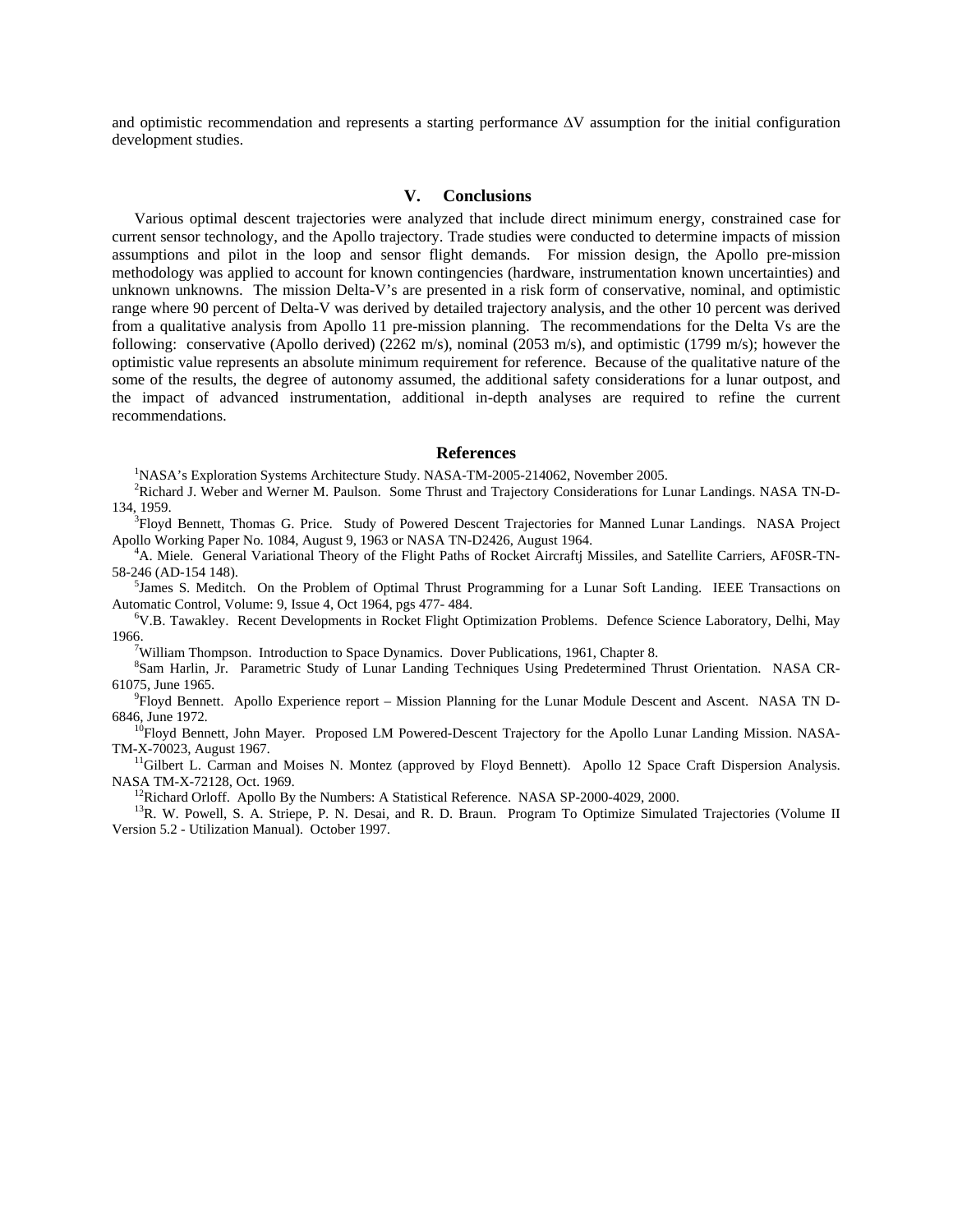and optimistic recommendation and represents a starting performance ΔV assumption for the initial configuration development studies.

## V. Conclusions

Various optimal descent trajectories were analyzed that include direct minimum energy, constrained case for current sensor technology, and the Apollo trajectory. Trade studies were conducted to determine impacts of mission assumptions and pilot in the loop and sensor flight demands. For mission design, the Apollo pre-mission methodology was applied to account for known contingencies (hardware, instrumentation known uncertainties) and unknown unknowns. The mission Delta-V's are presented in a risk form of conservative, nominal, and optimistic range where 90 percent of Delta-V was derived by detailed trajectory analysis, and the other 10 percent was derived from a qualitative analysis from Apollo 11 pre-mission planning. The recommendations for the Delta Vs are the following: conservative (Apollo derived) (2262 m/s), nominal (2053 m/s), and optimistic (1799 m/s); however the optimistic value represents an absolute minimum requirement for reference. Because of the qualitative nature of the some of the results, the degree of autonomy assumed, the additional safety considerations for a lunar outpost, and the impact of advanced instrumentation, additional in-depth analyses are required to refine the current recommendations.

## References

[1]NASA's Exploration Systems Architecture Study. NASA-TM-2005-214062, November 2005.

[2]Richard J. Weber and Werner M. Paulson. Some Thrust and Trajectory Considerations for Lunar Landings. NASA TN-D-134, 1959.

[3]Floyd Bennett, Thomas G. Price. Study of Powered Descent Trajectories for Manned Lunar Landings. NASA Project Apollo Working Paper No. 1084, August 9, 1963 or NASA TN-D2426, August 1964.

[4]A. Miele. General Variational Theory of the Flight Paths of Rocket Aircraftj Missiles, and Satellite Carriers, AF0SR-TN-58-246 (AD-154 148).

[5]James S. Meditch. On the Problem of Optimal Thrust Programming for a Lunar Soft Landing. IEEE Transactions on Automatic Control, Volume: 9, Issue 4, Oct 1964, pgs 477- 484.

[6]V.B. Tawakley. Recent Developments in Rocket Flight Optimization Problems. Defence Science Laboratory, Delhi, May 1966.

[7]William Thompson. Introduction to Space Dynamics. Dover Publications, 1961, Chapter 8.

[8]Sam Harlin, Jr. Parametric Study of Lunar Landing Techniques Using Predetermined Thrust Orientation. NASA CR-61075, June 1965.

[9]Floyd Bennett. Apollo Experience report – Mission Planning for the Lunar Module Descent and Ascent. NASA TN D-6846, June 1972.

[10]Floyd Bennett, John Mayer. Proposed LM Powered-Descent Trajectory for the Apollo Lunar Landing Mission. NASA-TM-X-70023, August 1967.

[11]Gilbert L. Carman and Moises N. Montez (approved by Floyd Bennett). Apollo 12 Space Craft Dispersion Analysis. NASA TM-X-72128, Oct. 1969.

[12]Richard Orloff. Apollo By the Numbers: A Statistical Reference. NASA SP-2000-4029, 2000.

[13]R. W. Powell, S. A. Striepe, P. N. Desai, and R. D. Braun. Program To Optimize Simulated Trajectories (Volume II Version 5.2 - Utilization Manual). October 1997.